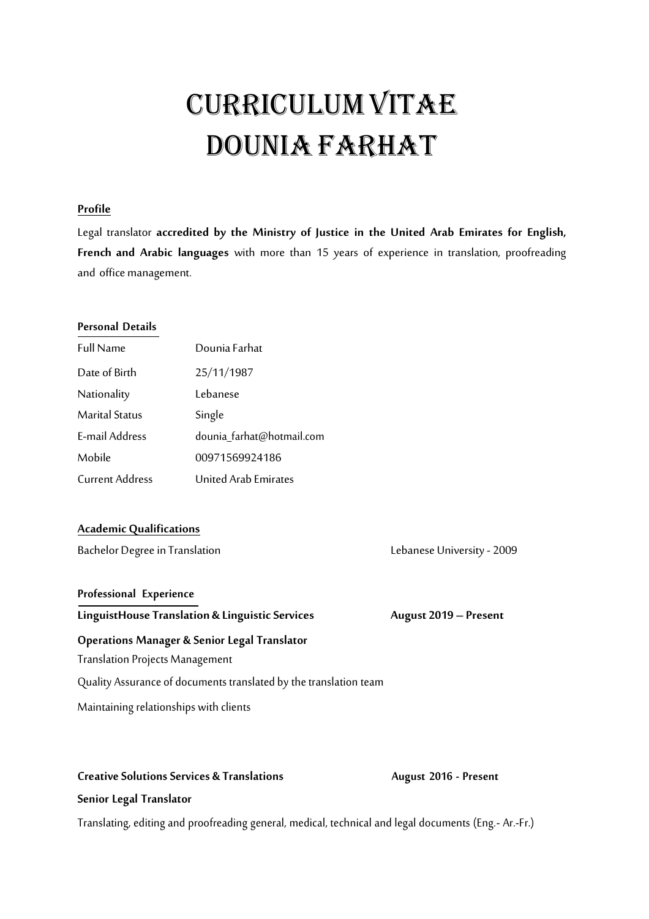# CURRICULUM VITAE
# DOUNIA FARHAT

## Profile

Legal translator **accredited by the Ministry of Justice in the United Arab Emirates for English, French and Arabic languages** with more than 15 years of experience in translation, proofreading and office management.

## Personal Details

| | |
|---|---|
| Full Name | Dounia Farhat |
| Date of Birth | 25/11/1987 |
| Nationality | Lebanese |
| Marital Status | Single |
| E-mail Address | dounia_farhat@hotmail.com |
| Mobile | 00971569924186 |
| Current Address | United Arab Emirates |

## Academic Qualifications

Bachelor Degree in Translation — Lebanese University - 2009

## Professional Experience

**LinguistHouse Translation & Linguistic Services** — **August 2019 – Present**

**Operations Manager & Senior Legal Translator**

Translation Projects Management

Quality Assurance of documents translated by the translation team

Maintaining relationships with clients

**Creative Solutions Services & Translations** — **August 2016 - Present**

**Senior Legal Translator**

Translating, editing and proofreading general, medical, technical and legal documents (Eng.- Ar.-Fr.)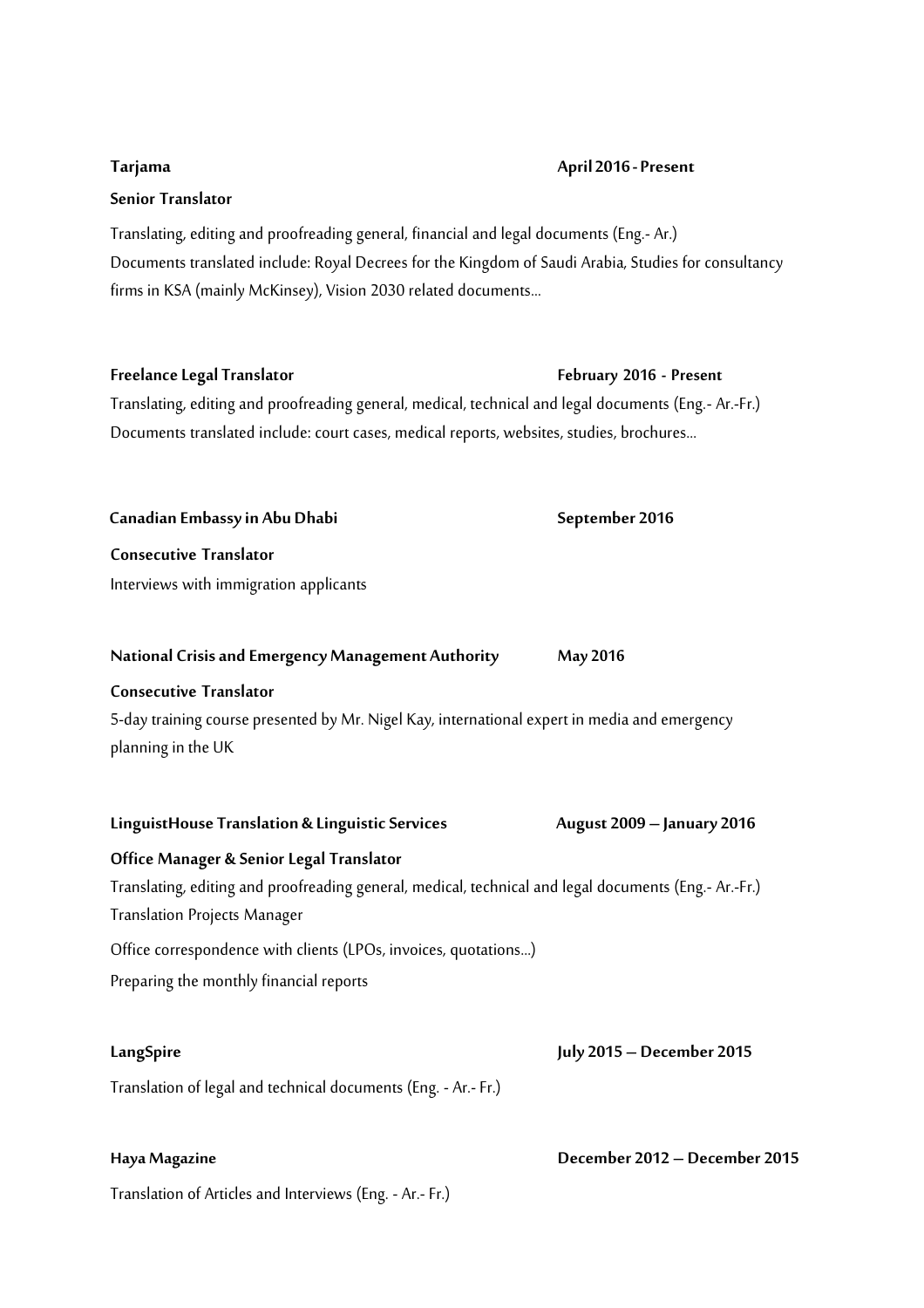**Tarjama** **April 2016 - Present**

**Senior Translator**

Translating, editing and proofreading general, financial and legal documents (Eng.- Ar.)
Documents translated include: Royal Decrees for the Kingdom of Saudi Arabia, Studies for consultancy firms in KSA (mainly McKinsey), Vision 2030 related documents...

**Freelance Legal Translator** **February 2016 - Present**

Translating, editing and proofreading general, medical, technical and legal documents (Eng.- Ar.-Fr.)
Documents translated include: court cases, medical reports, websites, studies, brochures...

**Canadian Embassy in Abu Dhabi** **September 2016**

**Consecutive Translator**

Interviews with immigration applicants

**National Crisis and Emergency Management Authority** **May 2016**

**Consecutive Translator**

5-day training course presented by Mr. Nigel Kay, international expert in media and emergency planning in the UK

**LinguistHouse Translation & Linguistic Services** **August 2009 – January 2016**

**Office Manager & Senior Legal Translator**

Translating, editing and proofreading general, medical, technical and legal documents (Eng.- Ar.-Fr.)
Translation Projects Manager

Office correspondence with clients (LPOs, invoices, quotations...)

Preparing the monthly financial reports

**LangSpire** **July 2015 – December 2015**

Translation of legal and technical documents (Eng. - Ar.- Fr.)

**Haya Magazine** **December 2012 – December 2015**

Translation of Articles and Interviews (Eng. - Ar.- Fr.)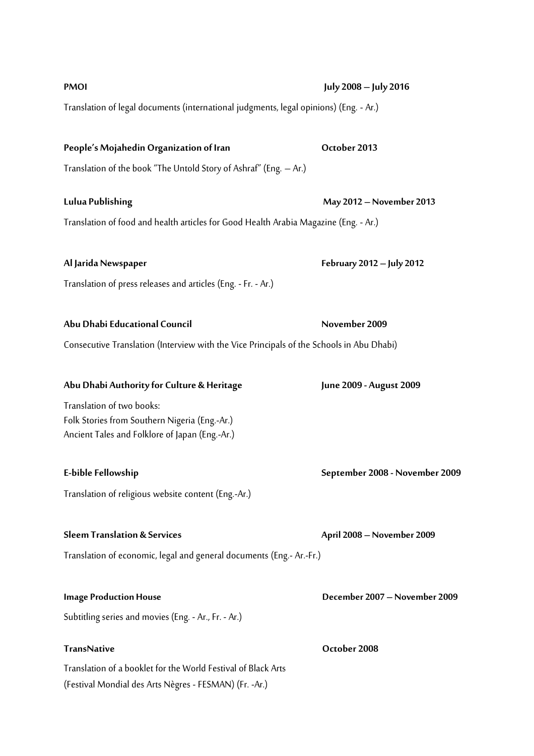**PMOI** **July 2008 – July 2016**

Translation of legal documents (international judgments, legal opinions) (Eng. - Ar.)

**People's Mojahedin Organization of Iran** **October 2013**

Translation of the book "The Untold Story of Ashraf" (Eng. – Ar.)

**Lulua Publishing** **May 2012 – November 2013**

Translation of food and health articles for Good Health Arabia Magazine (Eng. - Ar.)

**Al Jarida Newspaper** **February 2012 – July 2012**

Translation of press releases and articles (Eng. - Fr. - Ar.)

**Abu Dhabi Educational Council** **November 2009**

Consecutive Translation (Interview with the Vice Principals of the Schools in Abu Dhabi)

**Abu Dhabi Authority for Culture & Heritage** **June 2009 - August 2009**

Translation of two books:
Folk Stories from Southern Nigeria (Eng.-Ar.)
Ancient Tales and Folklore of Japan (Eng.-Ar.)

**E-bible Fellowship** **September 2008 - November 2009**

Translation of religious website content (Eng.-Ar.)

**Sleem Translation & Services** **April 2008 – November 2009**

Translation of economic, legal and general documents (Eng.- Ar.-Fr.)

**Image Production House** **December 2007 – November 2009**

Subtitling series and movies (Eng. - Ar., Fr. - Ar.)

**TransNative** **October 2008**

Translation of a booklet for the World Festival of Black Arts
(Festival Mondial des Arts Nègres - FESMAN) (Fr. -Ar.)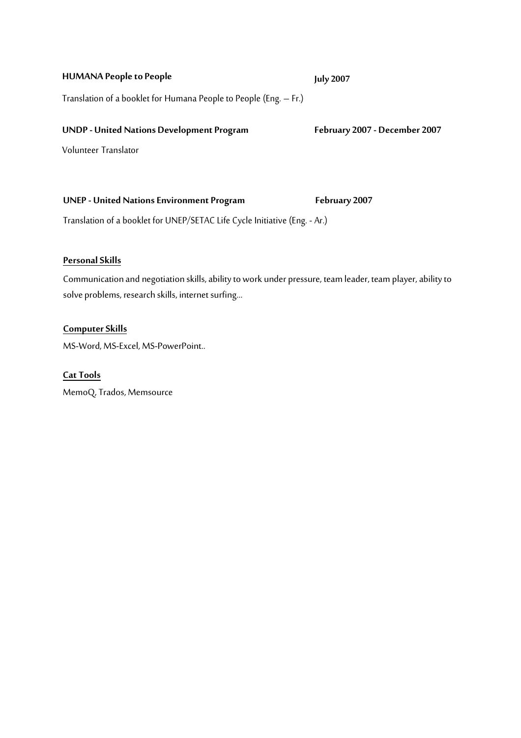**HUMANA People to People** July 2007

Translation of a booklet for Humana People to People (Eng. – Fr.)

**UNDP - United Nations Development Program** February 2007 - December 2007

Volunteer Translator

**UNEP - United Nations Environment Program** February 2007

Translation of a booklet for UNEP/SETAC Life Cycle Initiative (Eng. - Ar.)

## Personal Skills

Communication and negotiation skills, ability to work under pressure, team leader, team player, ability to solve problems, research skills, internet surfing…

## Computer Skills

MS-Word, MS-Excel, MS-PowerPoint..

## Cat Tools

MemoQ, Trados, Memsource